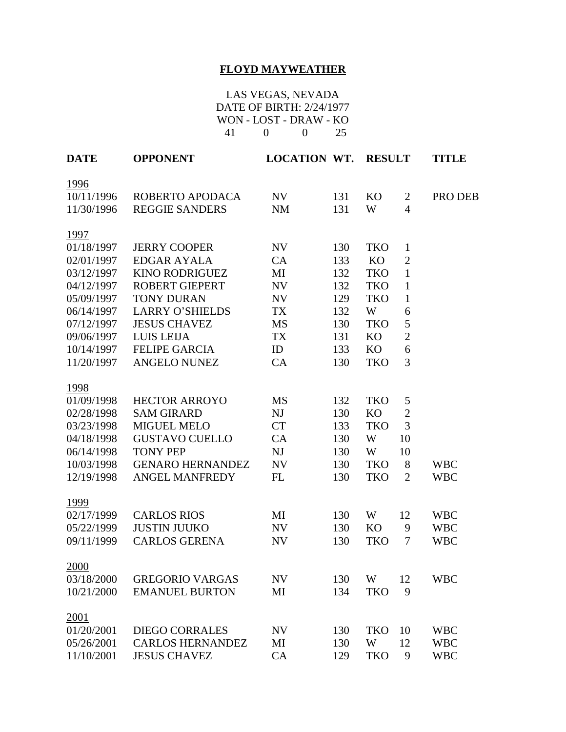# FLOYD MAYWEATHER

LAS VEGAS, NEVADA
DATE OF BIRTH: 2/24/1977
WON - LOST - DRAW - KO
41 0 0 25

| DATE | OPPONENT | LOCATION | WT. | RESULT | | TITLE |
|---|---|---|---|---|---|---|
| 1996 | | | | | | |
| 10/11/1996 | ROBERTO APODACA | NV | 131 | KO | 2 | PRO DEB |
| 11/30/1996 | REGGIE SANDERS | NM | 131 | W | 4 | |
| 1997 | | | | | | |
| 01/18/1997 | JERRY COOPER | NV | 130 | TKO | 1 | |
| 02/01/1997 | EDGAR AYALA | CA | 133 | KO | 2 | |
| 03/12/1997 | KINO RODRIGUEZ | MI | 132 | TKO | 1 | |
| 04/12/1997 | ROBERT GIEPERT | NV | 132 | TKO | 1 | |
| 05/09/1997 | TONY DURAN | NV | 129 | TKO | 1 | |
| 06/14/1997 | LARRY O'SHIELDS | TX | 132 | W | 6 | |
| 07/12/1997 | JESUS CHAVEZ | MS | 130 | TKO | 5 | |
| 09/06/1997 | LUIS LEIJA | TX | 131 | KO | 2 | |
| 10/14/1997 | FELIPE GARCIA | ID | 133 | KO | 6 | |
| 11/20/1997 | ANGELO NUNEZ | CA | 130 | TKO | 3 | |
| 1998 | | | | | | |
| 01/09/1998 | HECTOR ARROYO | MS | 132 | TKO | 5 | |
| 02/28/1998 | SAM GIRARD | NJ | 130 | KO | 2 | |
| 03/23/1998 | MIGUEL MELO | CT | 133 | TKO | 3 | |
| 04/18/1998 | GUSTAVO CUELLO | CA | 130 | W | 10 | |
| 06/14/1998 | TONY PEP | NJ | 130 | W | 10 | |
| 10/03/1998 | GENARO HERNANDEZ | NV | 130 | TKO | 8 | WBC |
| 12/19/1998 | ANGEL MANFREDY | FL | 130 | TKO | 2 | WBC |
| 1999 | | | | | | |
| 02/17/1999 | CARLOS RIOS | MI | 130 | W | 12 | WBC |
| 05/22/1999 | JUSTIN JUUKO | NV | 130 | KO | 9 | WBC |
| 09/11/1999 | CARLOS GERENA | NV | 130 | TKO | 7 | WBC |
| 2000 | | | | | | |
| 03/18/2000 | GREGORIO VARGAS | NV | 130 | W | 12 | WBC |
| 10/21/2000 | EMANUEL BURTON | MI | 134 | TKO | 9 | |
| 2001 | | | | | | |
| 01/20/2001 | DIEGO CORRALES | NV | 130 | TKO | 10 | WBC |
| 05/26/2001 | CARLOS HERNANDEZ | MI | 130 | W | 12 | WBC |
| 11/10/2001 | JESUS CHAVEZ | CA | 129 | TKO | 9 | WBC |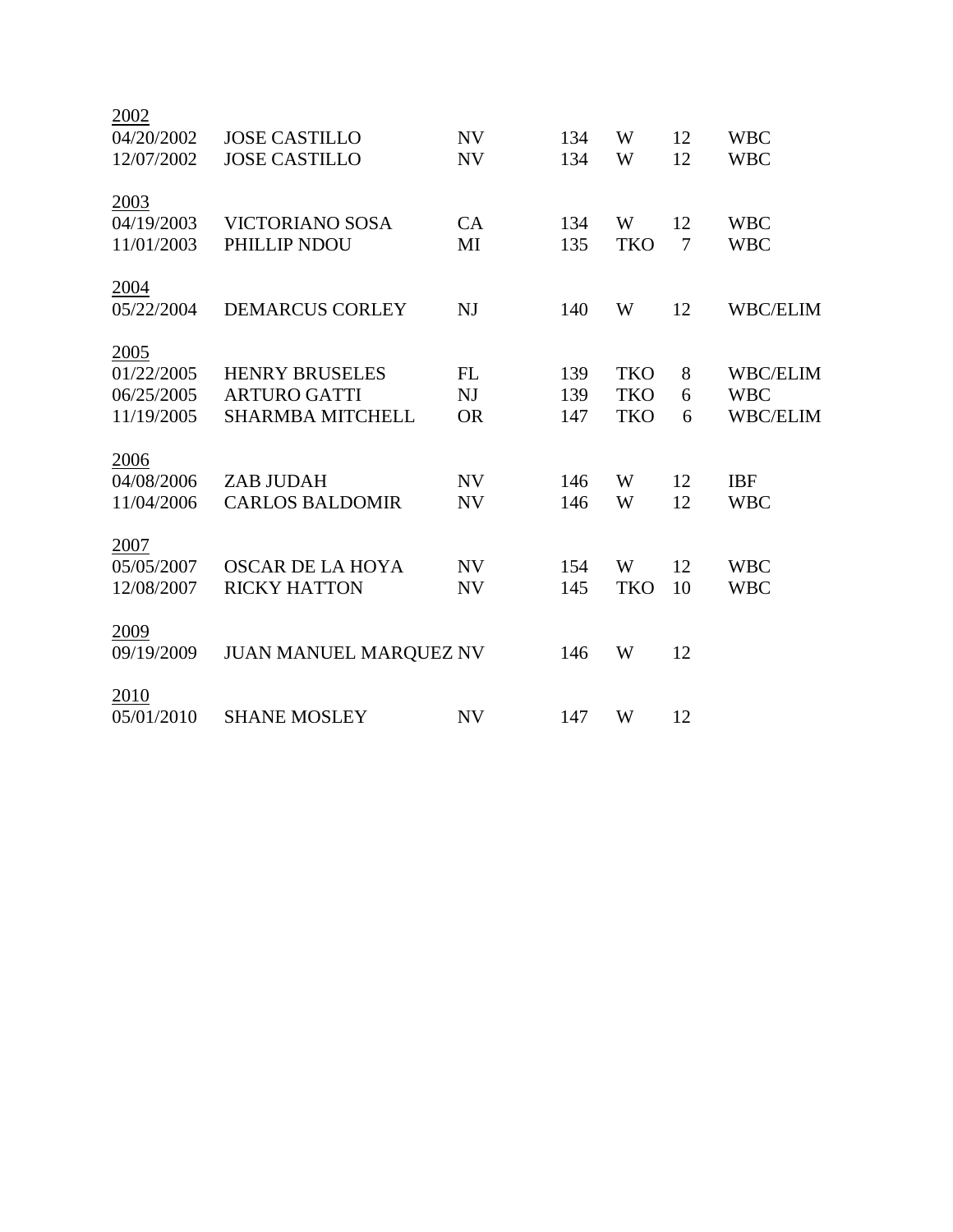| | | | | | | |
|---|---|---|---|---|---|---|
| 2002 | | | | | | |
| 04/20/2002 | JOSE CASTILLO | NV | 134 | W | 12 | WBC |
| 12/07/2002 | JOSE CASTILLO | NV | 134 | W | 12 | WBC |
| 2003 | | | | | | |
| 04/19/2003 | VICTORIANO SOSA | CA | 134 | W | 12 | WBC |
| 11/01/2003 | PHILLIP NDOU | MI | 135 | TKO | 7 | WBC |
| 2004 | | | | | | |
| 05/22/2004 | DEMARCUS CORLEY | NJ | 140 | W | 12 | WBC/ELIM |
| 2005 | | | | | | |
| 01/22/2005 | HENRY BRUSELES | FL | 139 | TKO | 8 | WBC/ELIM |
| 06/25/2005 | ARTURO GATTI | NJ | 139 | TKO | 6 | WBC |
| 11/19/2005 | SHARMBA MITCHELL | OR | 147 | TKO | 6 | WBC/ELIM |
| 2006 | | | | | | |
| 04/08/2006 | ZAB JUDAH | NV | 146 | W | 12 | IBF |
| 11/04/2006 | CARLOS BALDOMIR | NV | 146 | W | 12 | WBC |
| 2007 | | | | | | |
| 05/05/2007 | OSCAR DE LA HOYA | NV | 154 | W | 12 | WBC |
| 12/08/2007 | RICKY HATTON | NV | 145 | TKO | 10 | WBC |
| 2009 | | | | | | |
| 09/19/2009 | JUAN MANUEL MARQUEZ | NV | 146 | W | 12 | |
| 2010 | | | | | | |
| 05/01/2010 | SHANE MOSLEY | NV | 147 | W | 12 | |